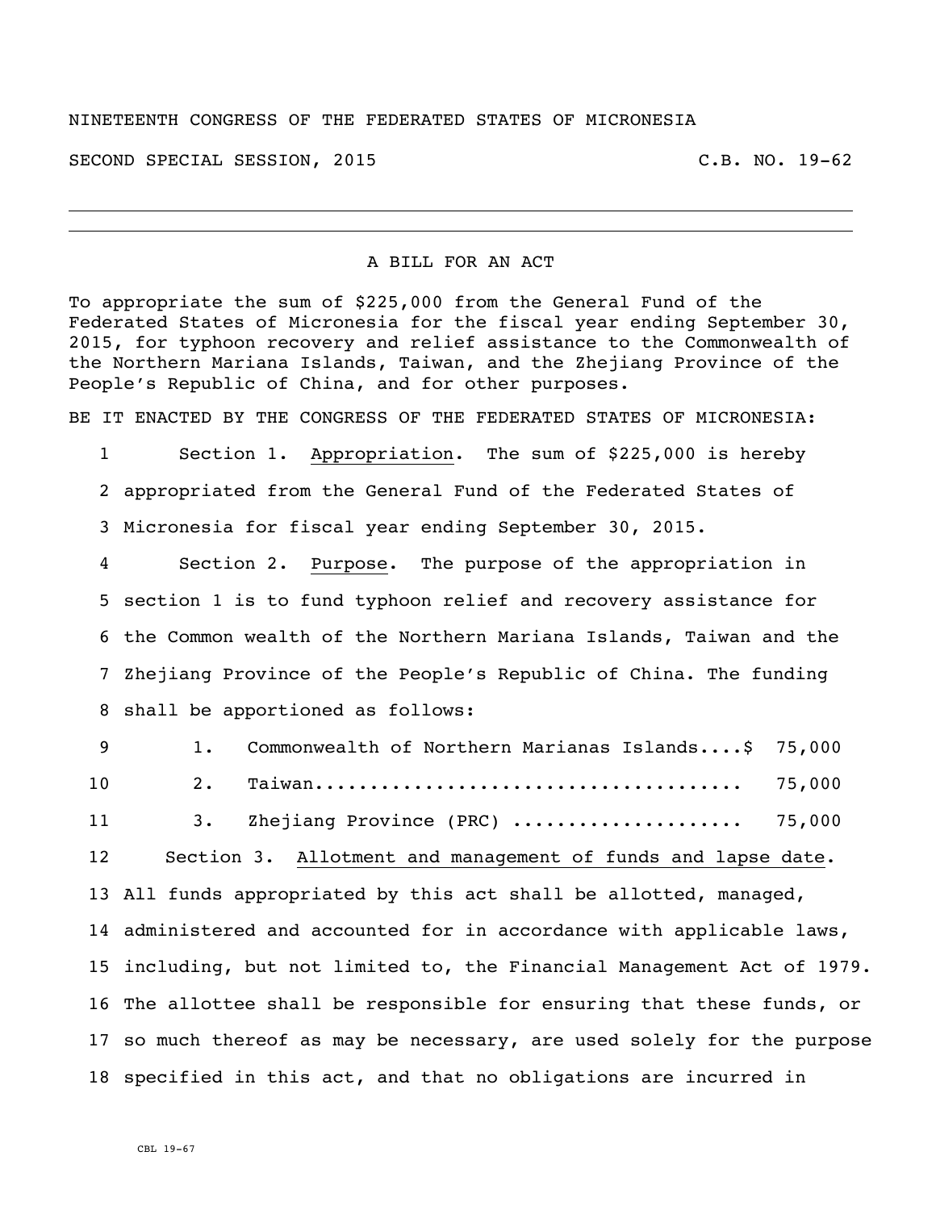NINETEENTH CONGRESS OF THE FEDERATED STATES OF MICRONESIA

SECOND SPECIAL SESSION, 2015 C.B. NO. 19-62

---

A BILL FOR AN ACT

To appropriate the sum of $225,000 from the General Fund of the Federated States of Micronesia for the fiscal year ending September 30, 2015, for typhoon recovery and relief assistance to the Commonwealth of the Northern Mariana Islands, Taiwan, and the Zhejiang Province of the People's Republic of China, and for other purposes.

BE IT ENACTED BY THE CONGRESS OF THE FEDERATED STATES OF MICRONESIA:

1 Section 1. Appropriation. The sum of $225,000 is hereby
2 appropriated from the General Fund of the Federated States of
3 Micronesia for fiscal year ending September 30, 2015.

4 Section 2. Purpose. The purpose of the appropriation in
5 section 1 is to fund typhoon relief and recovery assistance for
6 the Common wealth of the Northern Mariana Islands, Taiwan and the
7 Zhejiang Province of the People's Republic of China. The funding
8 shall be apportioned as follows:

9 1. Commonwealth of Northern Marianas Islands....$ 75,000
10 2. Taiwan...................................... 75,000
11 3. Zhejiang Province (PRC) .................... 75,000

12 Section 3. Allotment and management of funds and lapse date.
13 All funds appropriated by this act shall be allotted, managed,
14 administered and accounted for in accordance with applicable laws,
15 including, but not limited to, the Financial Management Act of 1979.
16 The allottee shall be responsible for ensuring that these funds, or
17 so much thereof as may be necessary, are used solely for the purpose
18 specified in this act, and that no obligations are incurred in

CBL 19-67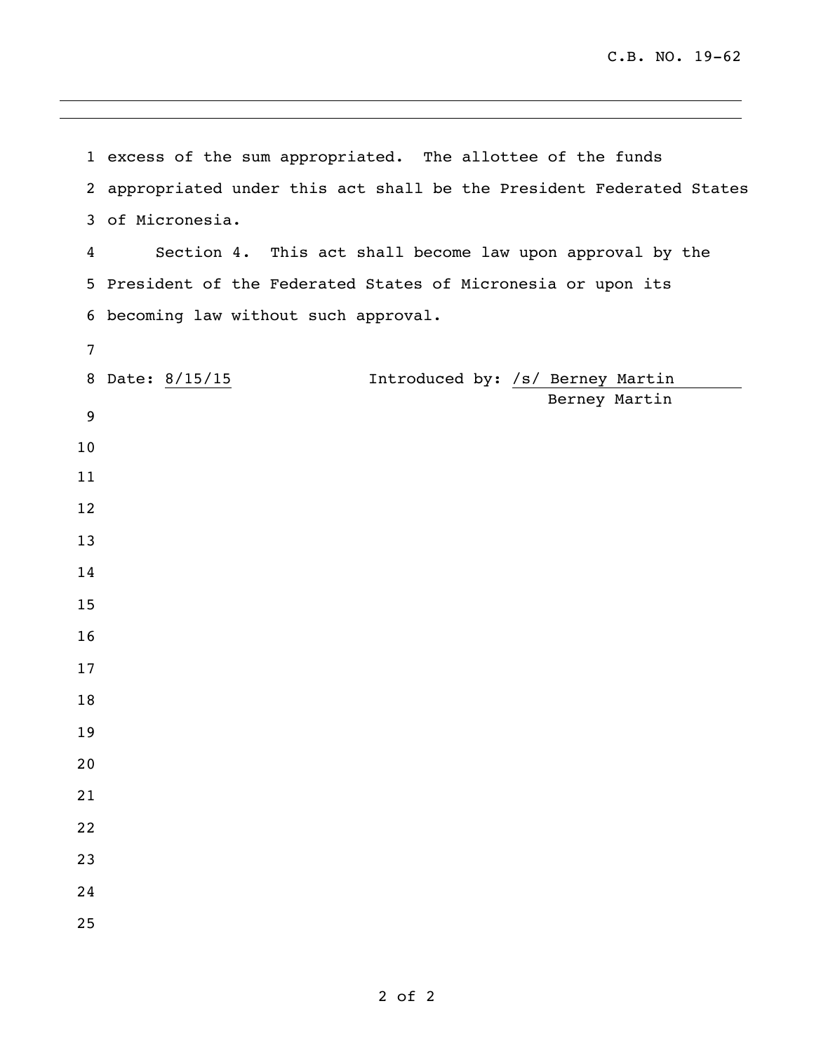excess of the sum appropriated. The allottee of the funds appropriated under this act shall be the President Federated States of Micronesia.

Section 4. This act shall become law upon approval by the President of the Federated States of Micronesia or upon its becoming law without such approval.

Date: 8/15/15

Introduced by: /s/ Berney Martin

Berney Martin